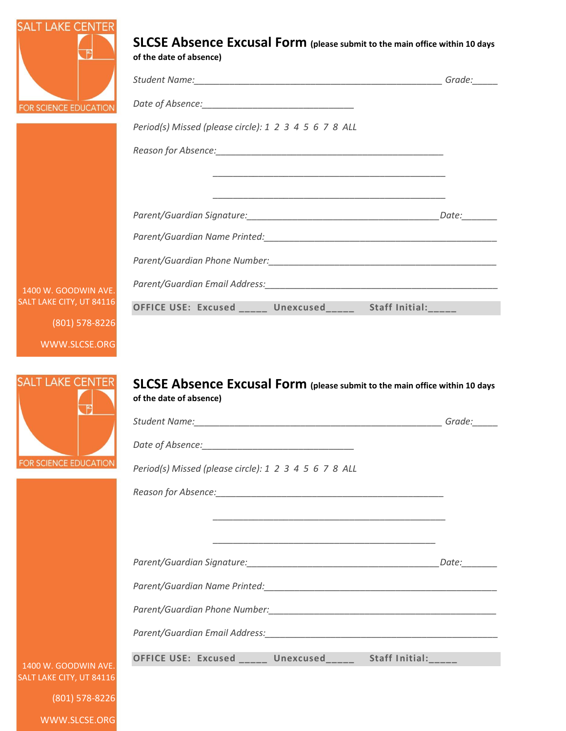SALT LAKE CENTER

FOR SCIENCE EDUCATION

## SLCSE Absence Excusal Form **(please submit to the main office within 10 days of the date of absence)**

*Student Name:*_______________________________________________ *Grade:*_____

*Date of Absence:*_____________________________

*Period(s) Missed (please circle): 1 2 3 4 5 6 7 8 ALL*

*Reason for Absence:*____________________________________________

____________________________________________

____________________________________________

*Parent/Guardian Signature:*_____________________________________*Date:*_______

*Parent/Guardian Name Printed:*_____________________________________________

*Parent/Guardian Phone Number:*____________________________________________

*Parent/Guardian Email Address:*_____________________________________________

**OFFICE USE: Excused _____ Unexcused_____ Staff Initial:_____**

1400 W. GOODWIN AVE.
SALT LAKE CITY, UT 84116

(801) 578-8226

WWW.SLCSE.ORG

---

SALT LAKE CENTER

FOR SCIENCE EDUCATION

## SLCSE Absence Excusal Form **(please submit to the main office within 10 days of the date of absence)**

*Student Name:*_______________________________________________ *Grade:*_____

*Date of Absence:*_____________________________

*Period(s) Missed (please circle): 1 2 3 4 5 6 7 8 ALL*

*Reason for Absence:*____________________________________________

____________________________________________

__________________________________________

*Parent/Guardian Signature:*_____________________________________*Date:*_______

*Parent/Guardian Name Printed:*_____________________________________________

*Parent/Guardian Phone Number:*____________________________________________

*Parent/Guardian Email Address:*_____________________________________________

**OFFICE USE: Excused _____ Unexcused_____ Staff Initial:_____**

1400 W. GOODWIN AVE.
SALT LAKE CITY, UT 84116

(801) 578-8226

WWW.SLCSE.ORG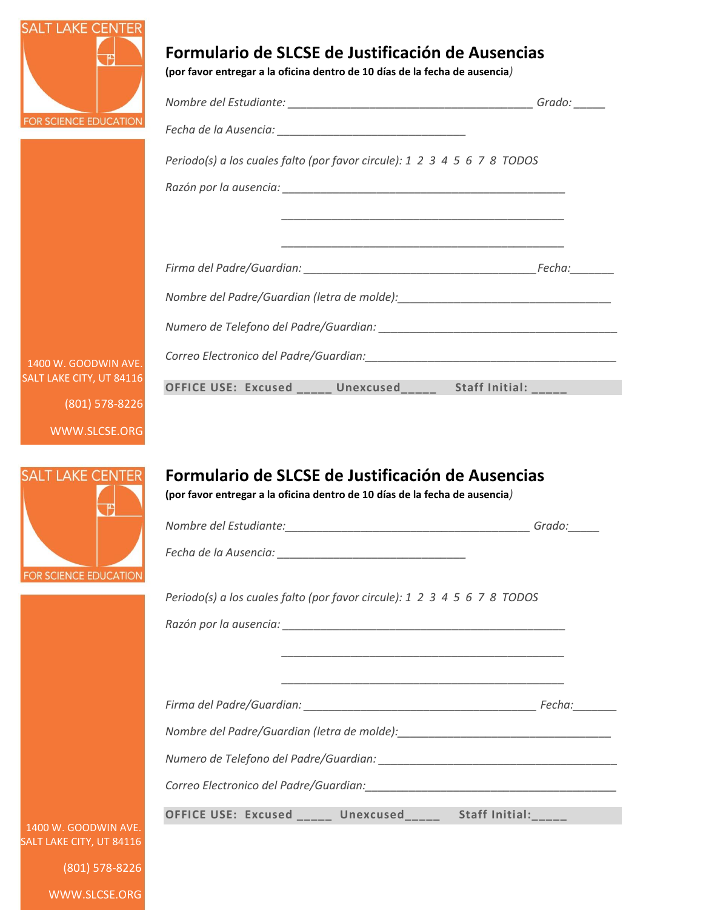SALT LAKE CENTER

FOR SCIENCE EDUCATION

# Formulario de SLCSE de Justificación de Ausencias

**(por favor entregar a la oficina dentro de 10 días de la fecha de ausencia**)

*Nombre del Estudiante:* _______________________________________ *Grado:* _____

*Fecha de la Ausencia:* ______________________________

*Periodo(s) a los cuales falto (por favor circule): 1 2 3 4 5 6 7 8 TODOS*

*Razón por la ausencia:* _____________________________________________

_____________________________________________

_____________________________________________

*Firma del Padre/Guardian:* _____________________________________*Fecha:*_______

*Nombre del Padre/Guardian (letra de molde):*__________________________________

*Numero de Telefono del Padre/Guardian:* ______________________________________

*Correo Electronico del Padre/Guardian:*________________________________________

**OFFICE USE: Excused _____ Unexcused_____ Staff Initial: _____**

1400 W. GOODWIN AVE.
SALT LAKE CITY, UT 84116

(801) 578-8226

WWW.SLCSE.ORG

SALT LAKE CENTER

FOR SCIENCE EDUCATION

# Formulario de SLCSE de Justificación de Ausencias

**(por favor entregar a la oficina dentro de 10 días de la fecha de ausencia**)

*Nombre del Estudiante:*_______________________________________ *Grado:*_____

*Fecha de la Ausencia:* ______________________________

*Periodo(s) a los cuales falto (por favor circule): 1 2 3 4 5 6 7 8 TODOS*

*Razón por la ausencia:* _____________________________________________

_____________________________________________

_____________________________________________

*Firma del Padre/Guardian:* _____________________________________ *Fecha:*_______

*Nombre del Padre/Guardian (letra de molde):*__________________________________

*Numero de Telefono del Padre/Guardian:* ______________________________________

*Correo Electronico del Padre/Guardian:*________________________________________

**OFFICE USE: Excused _____ Unexcused_____ Staff Initial:_____**

1400 W. GOODWIN AVE.
SALT LAKE CITY, UT 84116

(801) 578-8226

WWW.SLCSE.ORG